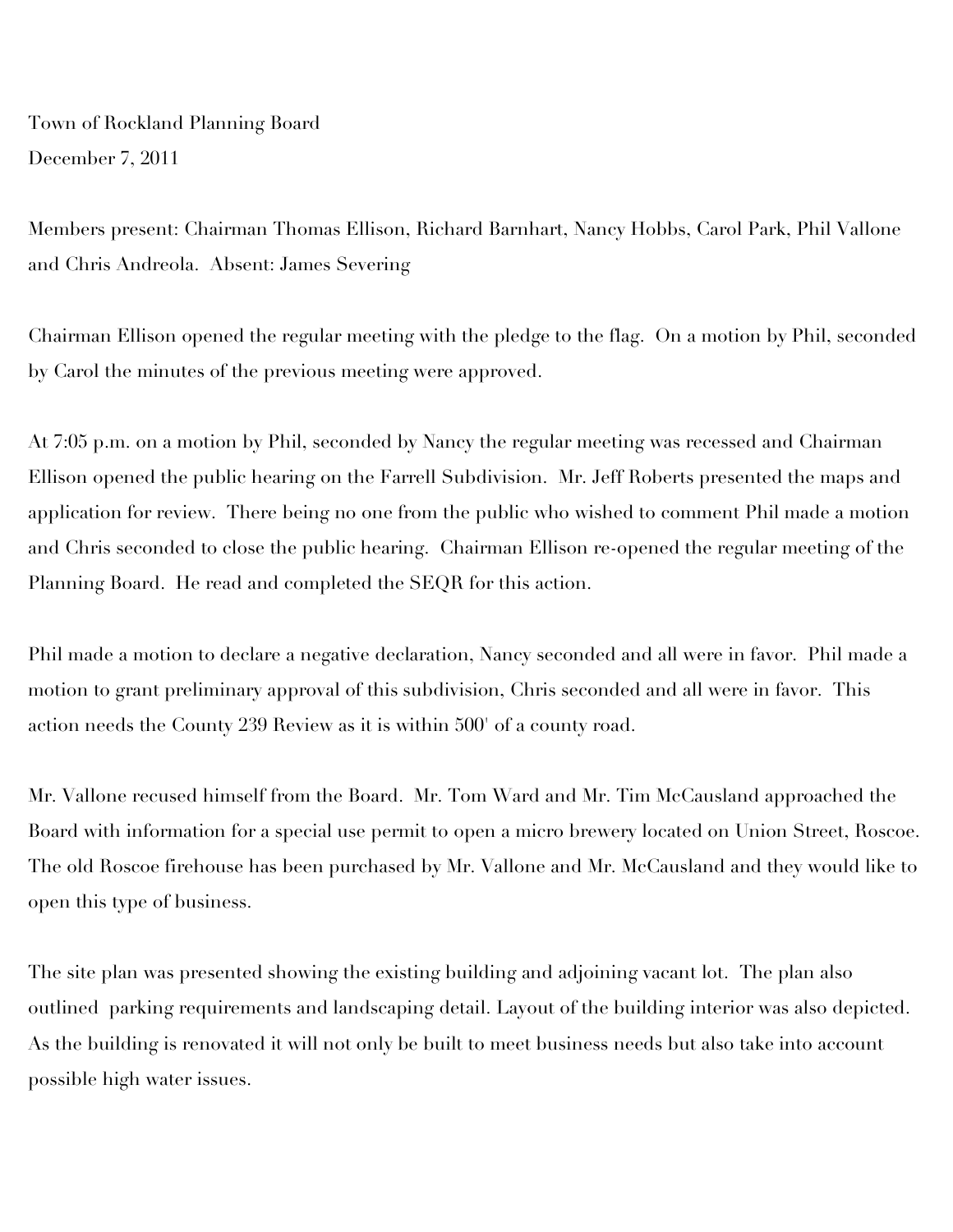Town of Rockland Planning Board
December 7, 2011

Members present: Chairman Thomas Ellison, Richard Barnhart, Nancy Hobbs, Carol Park, Phil Vallone and Chris Andreola. Absent: James Severing

Chairman Ellison opened the regular meeting with the pledge to the flag. On a motion by Phil, seconded by Carol the minutes of the previous meeting were approved.

At 7:05 p.m. on a motion by Phil, seconded by Nancy the regular meeting was recessed and Chairman Ellison opened the public hearing on the Farrell Subdivision. Mr. Jeff Roberts presented the maps and application for review. There being no one from the public who wished to comment Phil made a motion and Chris seconded to close the public hearing. Chairman Ellison re-opened the regular meeting of the Planning Board. He read and completed the SEQR for this action.

Phil made a motion to declare a negative declaration, Nancy seconded and all were in favor. Phil made a motion to grant preliminary approval of this subdivision, Chris seconded and all were in favor. This action needs the County 239 Review as it is within 500' of a county road.

Mr. Vallone recused himself from the Board. Mr. Tom Ward and Mr. Tim McCausland approached the Board with information for a special use permit to open a micro brewery located on Union Street, Roscoe. The old Roscoe firehouse has been purchased by Mr. Vallone and Mr. McCausland and they would like to open this type of business.

The site plan was presented showing the existing building and adjoining vacant lot. The plan also outlined parking requirements and landscaping detail. Layout of the building interior was also depicted. As the building is renovated it will not only be built to meet business needs but also take into account possible high water issues.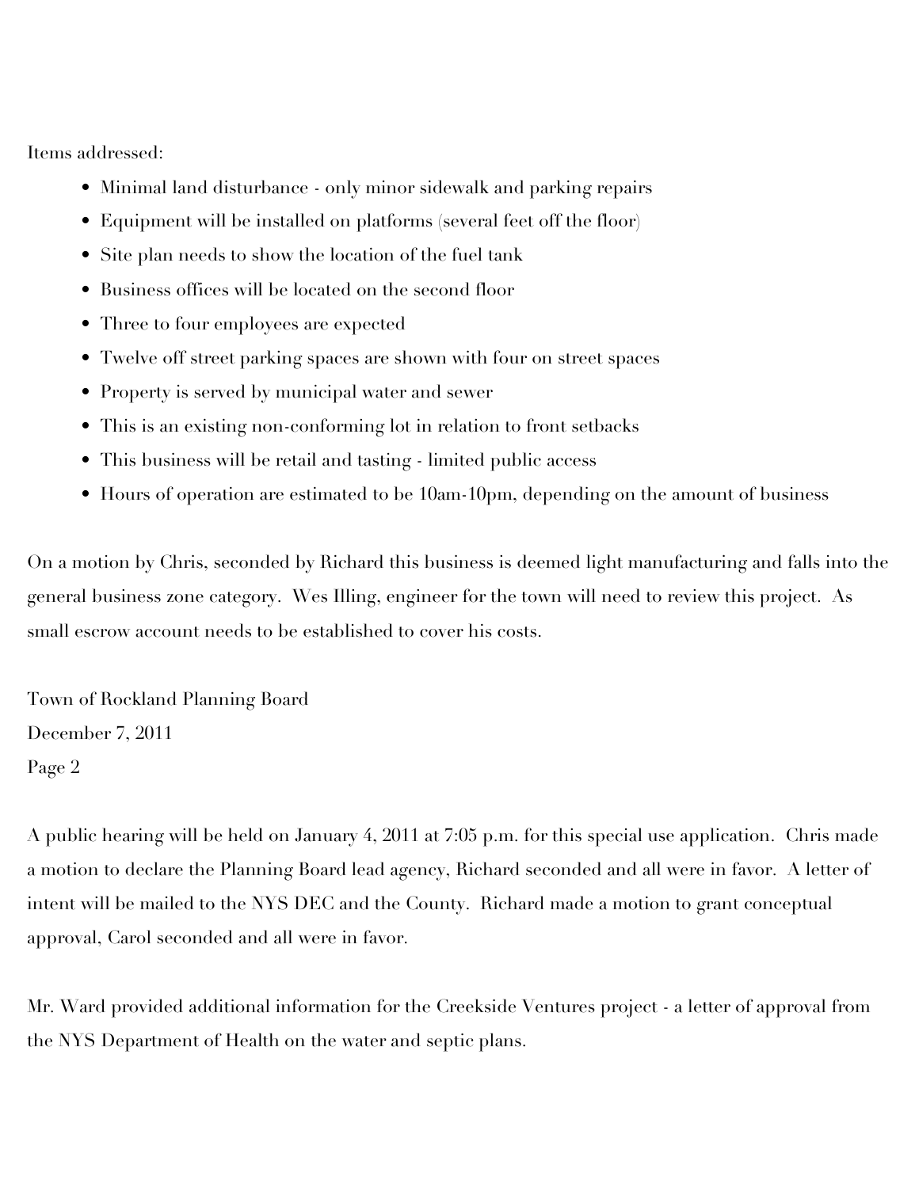Items addressed:

- Minimal land disturbance - only minor sidewalk and parking repairs
- Equipment will be installed on platforms (several feet off the floor)
- Site plan needs to show the location of the fuel tank
- Business offices will be located on the second floor
- Three to four employees are expected
- Twelve off street parking spaces are shown with four on street spaces
- Property is served by municipal water and sewer
- This is an existing non-conforming lot in relation to front setbacks
- This business will be retail and tasting - limited public access
- Hours of operation are estimated to be 10am-10pm, depending on the amount of business

On a motion by Chris, seconded by Richard this business is deemed light manufacturing and falls into the general business zone category. Wes Illing, engineer for the town will need to review this project. As small escrow account needs to be established to cover his costs.

A public hearing will be held on January 4, 2011 at 7:05 p.m. for this special use application. Chris made a motion to declare the Planning Board lead agency, Richard seconded and all were in favor. A letter of intent will be mailed to the NYS DEC and the County. Richard made a motion to grant conceptual approval, Carol seconded and all were in favor.

Mr. Ward provided additional information for the Creekside Ventures project - a letter of approval from the NYS Department of Health on the water and septic plans.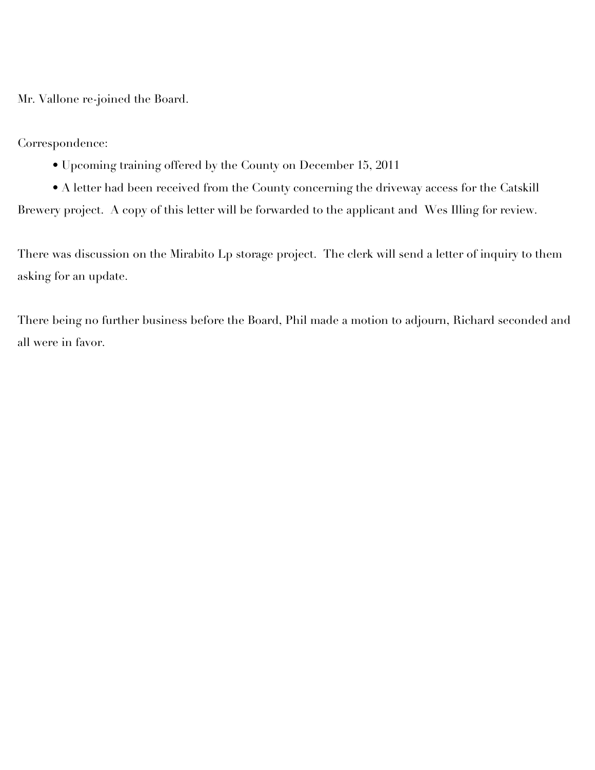Mr. Vallone re-joined the Board.

Correspondence:

- Upcoming training offered by the County on December 15, 2011
- A letter had been received from the County concerning the driveway access for the Catskill Brewery project. A copy of this letter will be forwarded to the applicant and Wes Illing for review.

There was discussion on the Mirabito Lp storage project. The clerk will send a letter of inquiry to them asking for an update.

There being no further business before the Board, Phil made a motion to adjourn, Richard seconded and all were in favor.